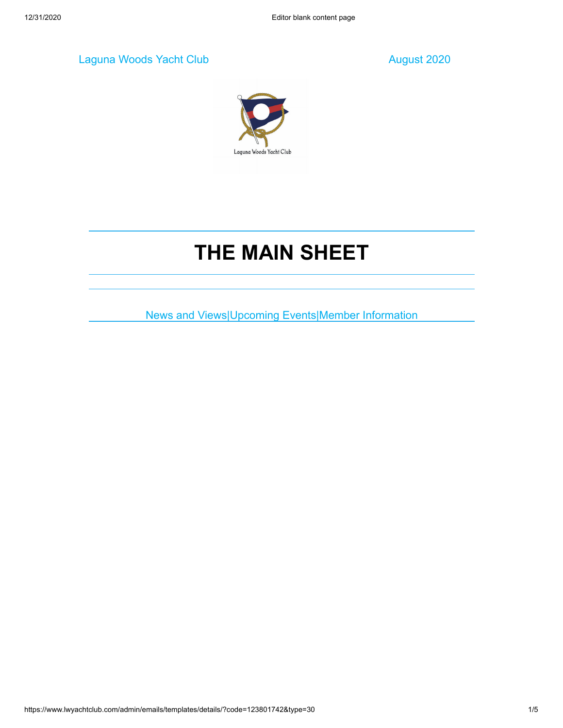Laguna Woods Yacht Club August 2020

Laguna Woods Yacht Club

# THE MAIN SHEET

---

News and Views|Upcoming Events|Member Information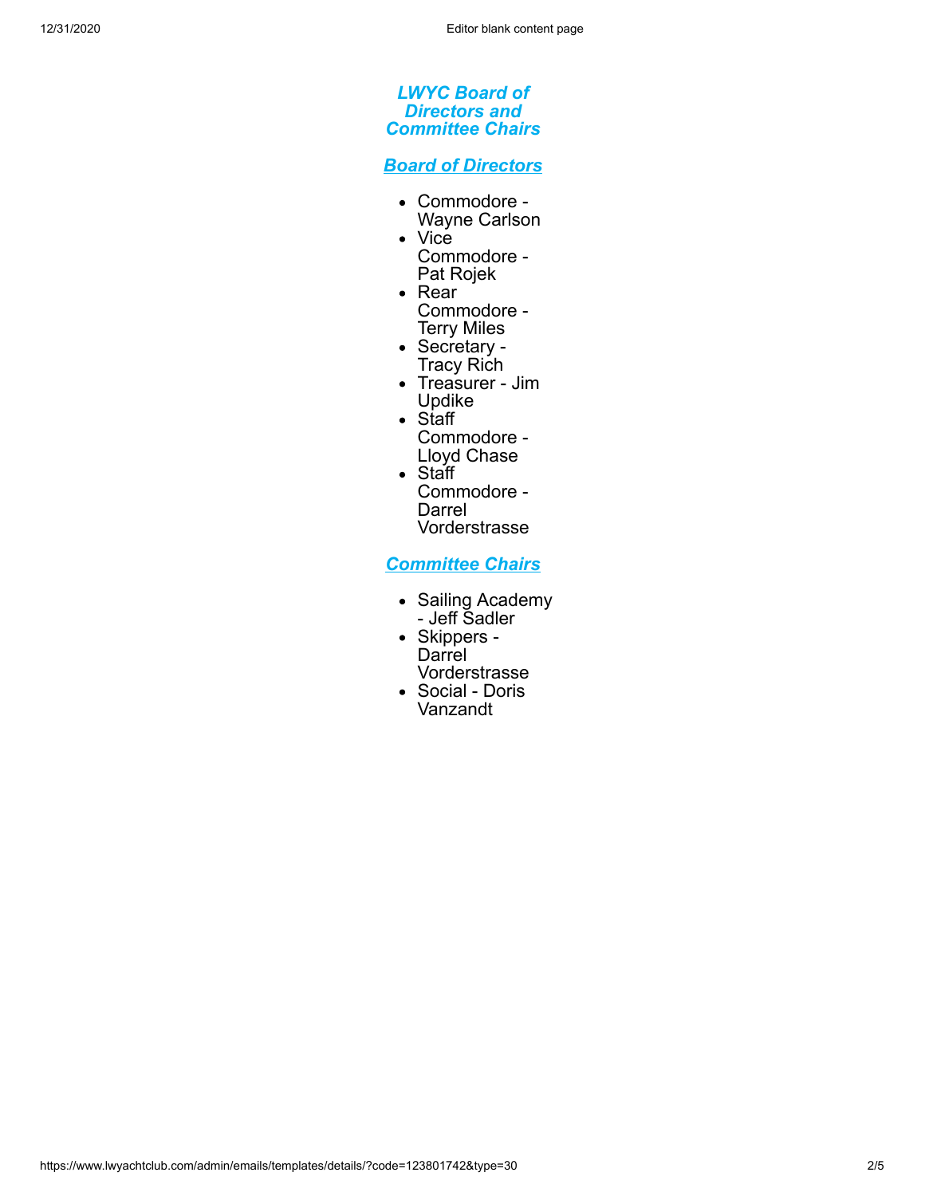# *LWYC Board of Directors and Committee Chairs*

## *Board of Directors*

- Commodore - Wayne Carlson
- Vice Commodore - Pat Rojek
- Rear Commodore - Terry Miles
- Secretary - Tracy Rich
- Treasurer - Jim Updike
- Staff Commodore - Lloyd Chase
- Staff Commodore - Darrel Vorderstrasse

## *Committee Chairs*

- Sailing Academy - Jeff Sadler
- Skippers - Darrel Vorderstrasse
- Social - Doris Vanzandt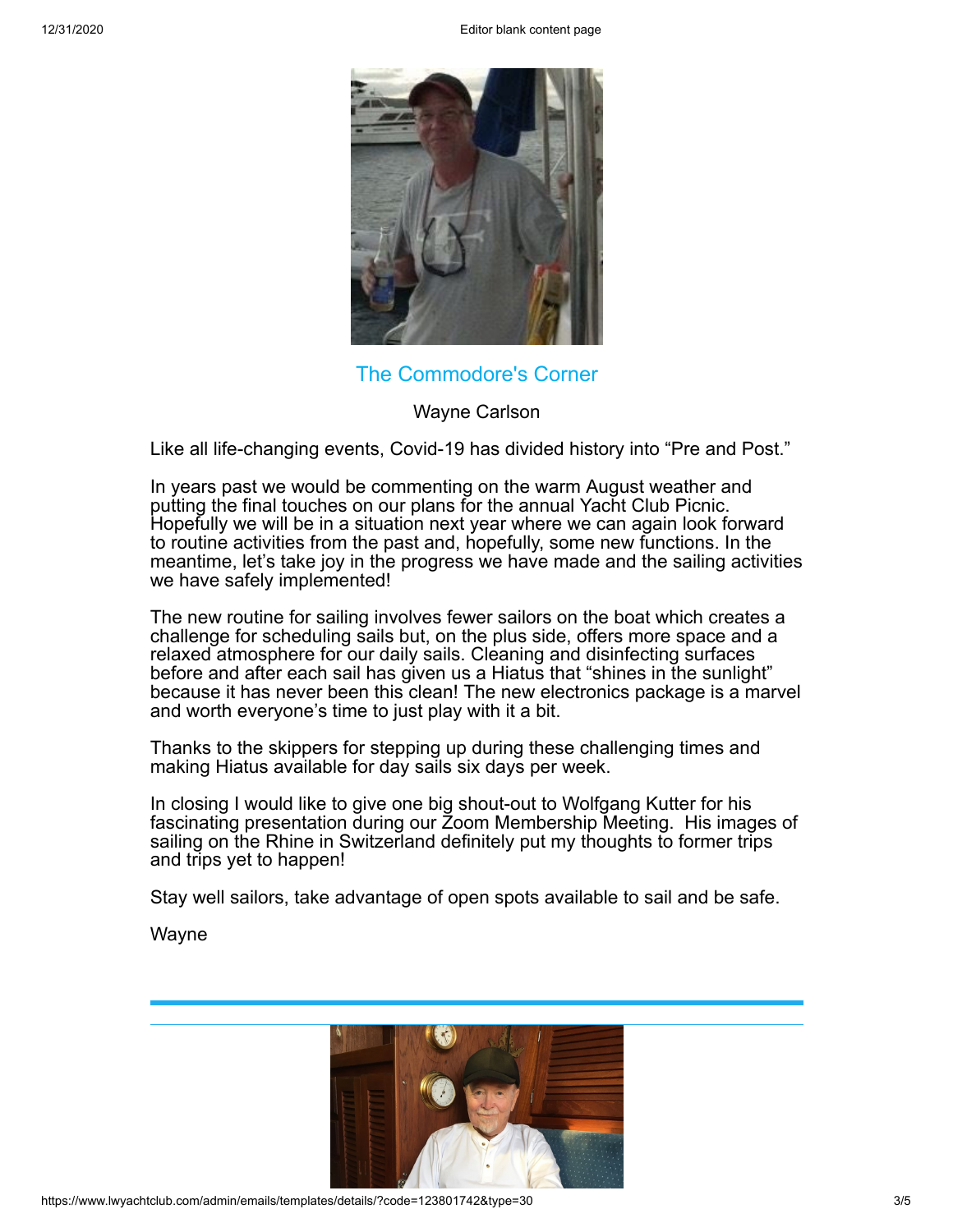## The Commodore's Corner

Wayne Carlson

Like all life-changing events, Covid-19 has divided history into "Pre and Post."

In years past we would be commenting on the warm August weather and putting the final touches on our plans for the annual Yacht Club Picnic. Hopefully we will be in a situation next year where we can again look forward to routine activities from the past and, hopefully, some new functions. In the meantime, let's take joy in the progress we have made and the sailing activities we have safely implemented!

The new routine for sailing involves fewer sailors on the boat which creates a challenge for scheduling sails but, on the plus side, offers more space and a relaxed atmosphere for our daily sails. Cleaning and disinfecting surfaces before and after each sail has given us a Hiatus that "shines in the sunlight" because it has never been this clean! The new electronics package is a marvel and worth everyone's time to just play with it a bit.

Thanks to the skippers for stepping up during these challenging times and making Hiatus available for day sails six days per week.

In closing I would like to give one big shout-out to Wolfgang Kutter for his fascinating presentation during our Zoom Membership Meeting. His images of sailing on the Rhine in Switzerland definitely put my thoughts to former trips and trips yet to happen!

Stay well sailors, take advantage of open spots available to sail and be safe.

Wayne

---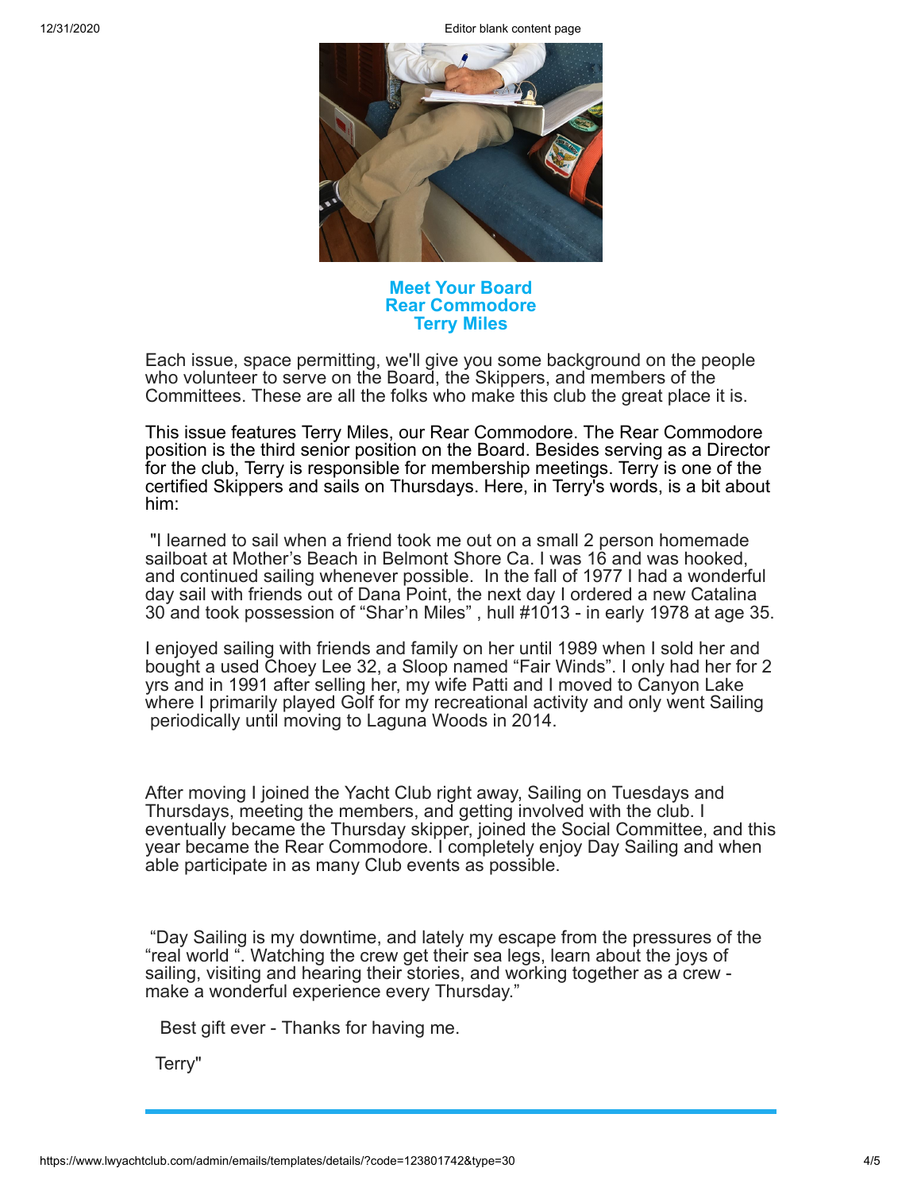## Meet Your Board
## Rear Commodore
## Terry Miles

Each issue, space permitting, we'll give you some background on the people who volunteer to serve on the Board, the Skippers, and members of the Committees. These are all the folks who make this club the great place it is.

This issue features Terry Miles, our Rear Commodore. The Rear Commodore position is the third senior position on the Board. Besides serving as a Director for the club, Terry is responsible for membership meetings. Terry is one of the certified Skippers and sails on Thursdays. Here, in Terry's words, is a bit about him:

"I learned to sail when a friend took me out on a small 2 person homemade sailboat at Mother's Beach in Belmont Shore Ca. I was 16 and was hooked, and continued sailing whenever possible. In the fall of 1977 I had a wonderful day sail with friends out of Dana Point, the next day I ordered a new Catalina 30 and took possession of "Shar'n Miles" , hull #1013 - in early 1978 at age 35.

I enjoyed sailing with friends and family on her until 1989 when I sold her and bought a used Choey Lee 32, a Sloop named "Fair Winds". I only had her for 2 yrs and in 1991 after selling her, my wife Patti and I moved to Canyon Lake where I primarily played Golf for my recreational activity and only went Sailing periodically until moving to Laguna Woods in 2014.

After moving I joined the Yacht Club right away, Sailing on Tuesdays and Thursdays, meeting the members, and getting involved with the club. I eventually became the Thursday skipper, joined the Social Committee, and this year became the Rear Commodore. I completely enjoy Day Sailing and when able participate in as many Club events as possible.

"Day Sailing is my downtime, and lately my escape from the pressures of the "real world ". Watching the crew get their sea legs, learn about the joys of sailing, visiting and hearing their stories, and working together as a crew - make a wonderful experience every Thursday."

Best gift ever - Thanks for having me.

Terry"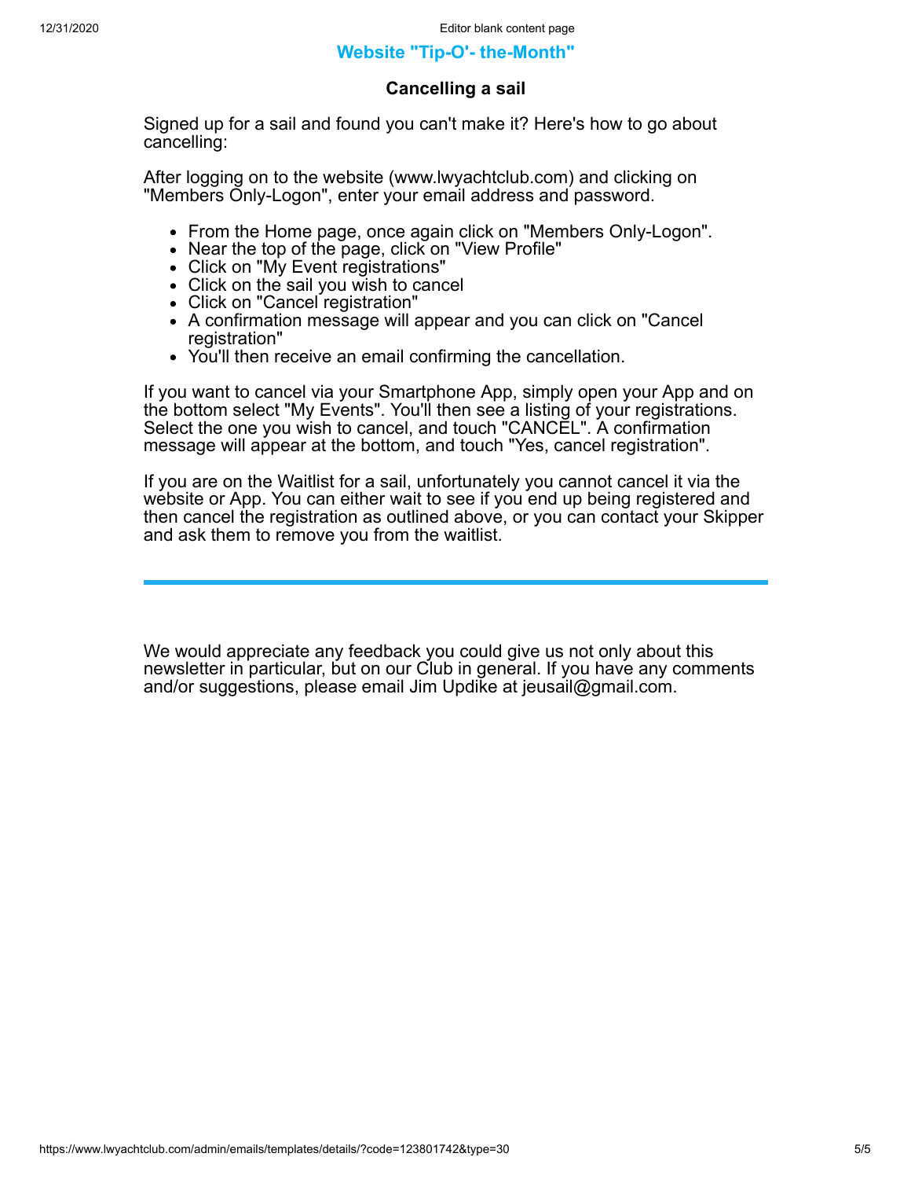## Website "Tip-O'- the-Month"

### Cancelling a sail

Signed up for a sail and found you can't make it? Here's how to go about cancelling:

After logging on to the website (www.lwyachtclub.com) and clicking on "Members Only-Logon", enter your email address and password.

- From the Home page, once again click on "Members Only-Logon".
- Near the top of the page, click on "View Profile"
- Click on "My Event registrations"
- Click on the sail you wish to cancel
- Click on "Cancel registration"
- A confirmation message will appear and you can click on "Cancel registration"
- You'll then receive an email confirming the cancellation.

If you want to cancel via your Smartphone App, simply open your App and on the bottom select "My Events". You'll then see a listing of your registrations. Select the one you wish to cancel, and touch "CANCEL". A confirmation message will appear at the bottom, and touch "Yes, cancel registration".

If you are on the Waitlist for a sail, unfortunately you cannot cancel it via the website or App. You can either wait to see if you end up being registered and then cancel the registration as outlined above, or you can contact your Skipper and ask them to remove you from the waitlist.

---

We would appreciate any feedback you could give us not only about this newsletter in particular, but on our Club in general. If you have any comments and/or suggestions, please email Jim Updike at jeusail@gmail.com.